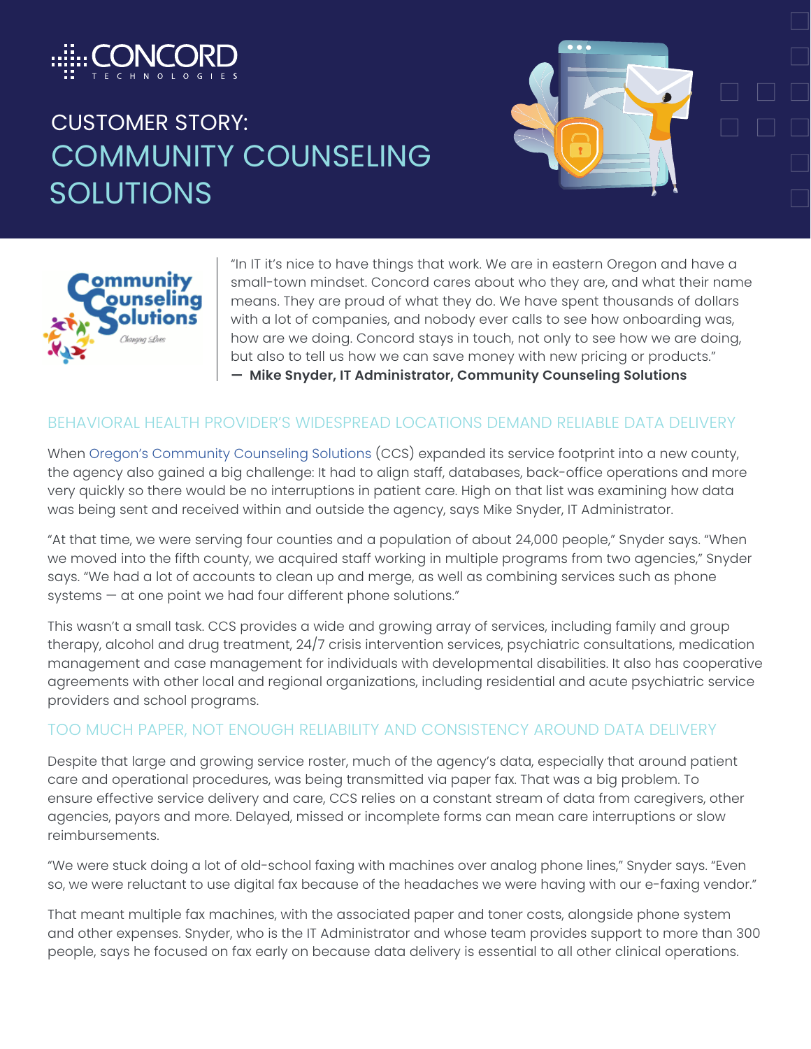# CUSTOMER STORY: COMMUNITY COUNSELING SOLUTIONS

"In IT it's nice to have things that work. We are in eastern Oregon and have a small-town mindset. Concord cares about who they are, and what their name means. They are proud of what they do. We have spent thousands of dollars with a lot of companies, and nobody ever calls to see how onboarding was, how are we doing. Concord stays in touch, not only to see how we are doing, but also to tell us how we can save money with new pricing or products."
**— Mike Snyder, IT Administrator, Community Counseling Solutions**

## BEHAVIORAL HEALTH PROVIDER'S WIDESPREAD LOCATIONS DEMAND RELIABLE DATA DELIVERY

When Oregon's Community Counseling Solutions (CCS) expanded its service footprint into a new county, the agency also gained a big challenge: It had to align staff, databases, back-office operations and more very quickly so there would be no interruptions in patient care. High on that list was examining how data was being sent and received within and outside the agency, says Mike Snyder, IT Administrator.

"At that time, we were serving four counties and a population of about 24,000 people," Snyder says. "When we moved into the fifth county, we acquired staff working in multiple programs from two agencies," Snyder says. "We had a lot of accounts to clean up and merge, as well as combining services such as phone systems — at one point we had four different phone solutions."

This wasn't a small task. CCS provides a wide and growing array of services, including family and group therapy, alcohol and drug treatment, 24/7 crisis intervention services, psychiatric consultations, medication management and case management for individuals with developmental disabilities. It also has cooperative agreements with other local and regional organizations, including residential and acute psychiatric service providers and school programs.

## TOO MUCH PAPER, NOT ENOUGH RELIABILITY AND CONSISTENCY AROUND DATA DELIVERY

Despite that large and growing service roster, much of the agency's data, especially that around patient care and operational procedures, was being transmitted via paper fax. That was a big problem. To ensure effective service delivery and care, CCS relies on a constant stream of data from caregivers, other agencies, payors and more. Delayed, missed or incomplete forms can mean care interruptions or slow reimbursements.

"We were stuck doing a lot of old-school faxing with machines over analog phone lines," Snyder says. "Even so, we were reluctant to use digital fax because of the headaches we were having with our e-faxing vendor."

That meant multiple fax machines, with the associated paper and toner costs, alongside phone system and other expenses. Snyder, who is the IT Administrator and whose team provides support to more than 300 people, says he focused on fax early on because data delivery is essential to all other clinical operations.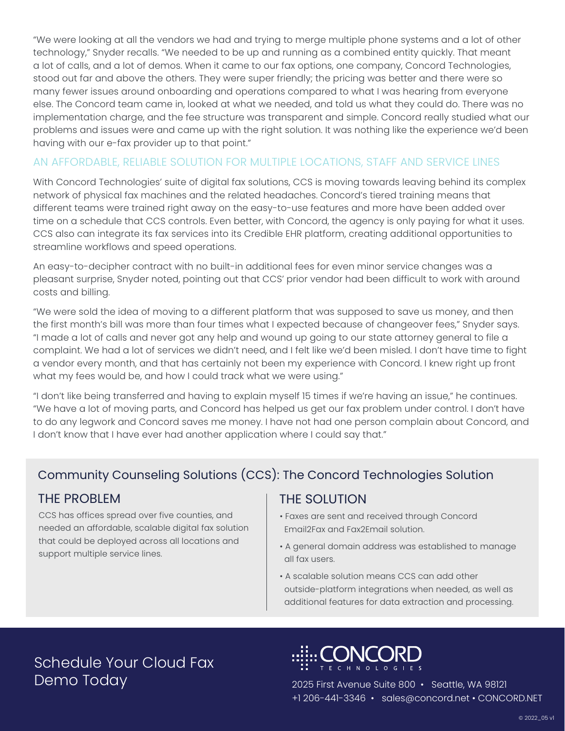"We were looking at all the vendors we had and trying to merge multiple phone systems and a lot of other technology," Snyder recalls. "We needed to be up and running as a combined entity quickly. That meant a lot of calls, and a lot of demos. When it came to our fax options, one company, Concord Technologies, stood out far and above the others. They were super friendly; the pricing was better and there were so many fewer issues around onboarding and operations compared to what I was hearing from everyone else. The Concord team came in, looked at what we needed, and told us what they could do. There was no implementation charge, and the fee structure was transparent and simple. Concord really studied what our problems and issues were and came up with the right solution. It was nothing like the experience we'd been having with our e-fax provider up to that point."

## AN AFFORDABLE, RELIABLE SOLUTION FOR MULTIPLE LOCATIONS, STAFF AND SERVICE LINES

With Concord Technologies' suite of digital fax solutions, CCS is moving towards leaving behind its complex network of physical fax machines and the related headaches. Concord's tiered training means that different teams were trained right away on the easy-to-use features and more have been added over time on a schedule that CCS controls. Even better, with Concord, the agency is only paying for what it uses. CCS also can integrate its fax services into its Credible EHR platform, creating additional opportunities to streamline workflows and speed operations.

An easy-to-decipher contract with no built-in additional fees for even minor service changes was a pleasant surprise, Snyder noted, pointing out that CCS' prior vendor had been difficult to work with around costs and billing.

"We were sold the idea of moving to a different platform that was supposed to save us money, and then the first month's bill was more than four times what I expected because of changeover fees," Snyder says. "I made a lot of calls and never got any help and wound up going to our state attorney general to file a complaint. We had a lot of services we didn't need, and I felt like we'd been misled. I don't have time to fight a vendor every month, and that has certainly not been my experience with Concord. I knew right up front what my fees would be, and how I could track what we were using."

"I don't like being transferred and having to explain myself 15 times if we're having an issue," he continues. "We have a lot of moving parts, and Concord has helped us get our fax problem under control. I don't have to do any legwork and Concord saves me money. I have not had one person complain about Concord, and I don't know that I have ever had another application where I could say that."

## Community Counseling Solutions (CCS): The Concord Technologies Solution

### THE PROBLEM

CCS has offices spread over five counties, and needed an affordable, scalable digital fax solution that could be deployed across all locations and support multiple service lines.

### THE SOLUTION

- Faxes are sent and received through Concord Email2Fax and Fax2Email solution.
- A general domain address was established to manage all fax users.
- A scalable solution means CCS can add other outside-platform integrations when needed, as well as additional features for data extraction and processing.

## Schedule Your Cloud Fax Demo Today

CONCORD TECHNOLOGIES

2025 First Avenue Suite 800 • Seattle, WA 98121
+1 206-441-3346 • sales@concord.net • CONCORD.NET

© 2022_05 v1